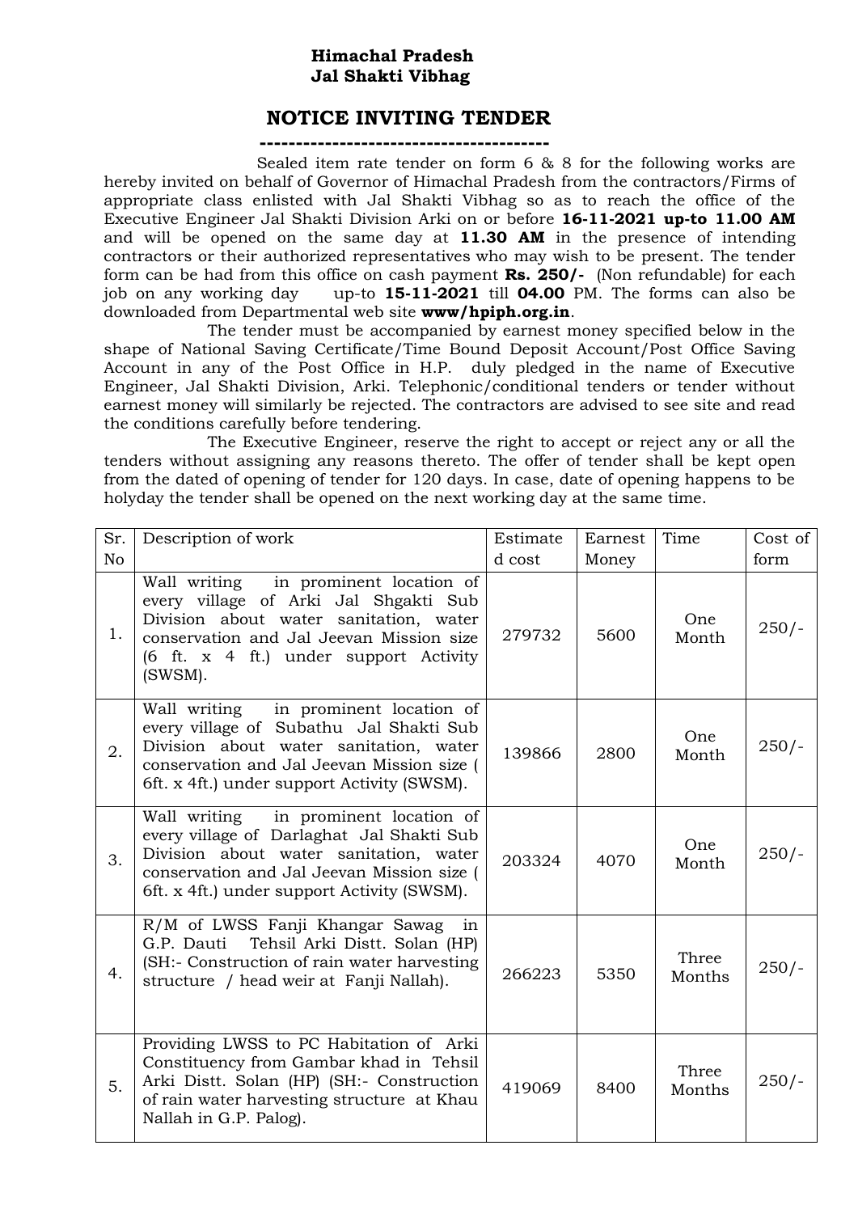**Himachal Pradesh**
**Jal Shakti Vibhag**

# NOTICE INVITING TENDER

----------------------------------------

Sealed item rate tender on form 6 & 8 for the following works are hereby invited on behalf of Governor of Himachal Pradesh from the contractors/Firms of appropriate class enlisted with Jal Shakti Vibhag so as to reach the office of the Executive Engineer Jal Shakti Division Arki on or before **16-11-2021 up-to 11.00 AM** and will be opened on the same day at **11.30 AM** in the presence of intending contractors or their authorized representatives who may wish to be present. The tender form can be had from this office on cash payment **Rs. 250/-** (Non refundable) for each job on any working day up-to **15-11-2021** till **04.00** PM. The forms can also be downloaded from Departmental web site **www/hpiph.org.in**.

The tender must be accompanied by earnest money specified below in the shape of National Saving Certificate/Time Bound Deposit Account/Post Office Saving Account in any of the Post Office in H.P. duly pledged in the name of Executive Engineer, Jal Shakti Division, Arki. Telephonic/conditional tenders or tender without earnest money will similarly be rejected. The contractors are advised to see site and read the conditions carefully before tendering.

The Executive Engineer, reserve the right to accept or reject any or all the tenders without assigning any reasons thereto. The offer of tender shall be kept open from the dated of opening of tender for 120 days. In case, date of opening happens to be holyday the tender shall be opened on the next working day at the same time.

| Sr. No | Description of work | Estimated cost | Earnest Money | Time | Cost of form |
|---|---|---|---|---|---|
| 1. | Wall writing in prominent location of every village of Arki Jal Shgakti Sub Division about water sanitation, water conservation and Jal Jeevan Mission size (6 ft. x 4 ft.) under support Activity (SWSM). | 279732 | 5600 | One Month | 250/- |
| 2. | Wall writing in prominent location of every village of Subathu Jal Shakti Sub Division about water sanitation, water conservation and Jal Jeevan Mission size ( 6ft. x 4ft.) under support Activity (SWSM). | 139866 | 2800 | One Month | 250/- |
| 3. | Wall writing in prominent location of every village of Darlaghat Jal Shakti Sub Division about water sanitation, water conservation and Jal Jeevan Mission size ( 6ft. x 4ft.) under support Activity (SWSM). | 203324 | 4070 | One Month | 250/- |
| 4. | R/M of LWSS Fanji Khangar Sawag in G.P. Dauti Tehsil Arki Distt. Solan (HP) (SH:- Construction of rain water harvesting structure / head weir at Fanji Nallah). | 266223 | 5350 | Three Months | 250/- |
| 5. | Providing LWSS to PC Habitation of Arki Constituency from Gambar khad in Tehsil Arki Distt. Solan (HP) (SH:- Construction of rain water harvesting structure at Khau Nallah in G.P. Palog). | 419069 | 8400 | Three Months | 250/- |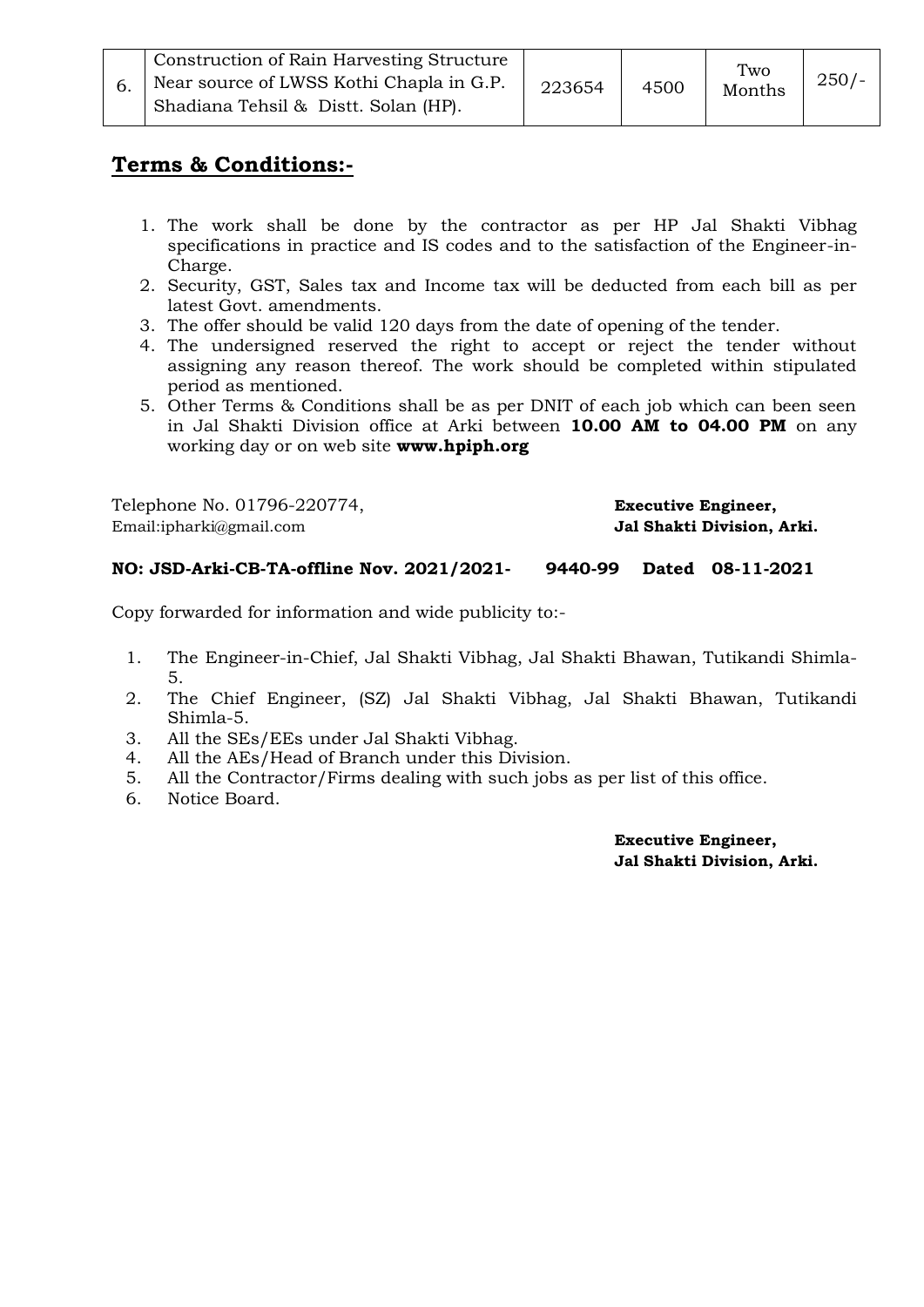| | | | | | |
|---|---|---|---|---|---|
| 6. | Construction of Rain Harvesting Structure Near source of LWSS Kothi Chapla in G.P. Shadiana Tehsil & Distt. Solan (HP). | 223654 | 4500 | Two Months | 250/- |

## Terms & Conditions:-

1. The work shall be done by the contractor as per HP Jal Shakti Vibhag specifications in practice and IS codes and to the satisfaction of the Engineer-in-Charge.
2. Security, GST, Sales tax and Income tax will be deducted from each bill as per latest Govt. amendments.
3. The offer should be valid 120 days from the date of opening of the tender.
4. The undersigned reserved the right to accept or reject the tender without assigning any reason thereof. The work should be completed within stipulated period as mentioned.
5. Other Terms & Conditions shall be as per DNIT of each job which can been seen in Jal Shakti Division office at Arki between **10.00 AM to 04.00 PM** on any working day or on web site **www.hpiph.org**

Telephone No. 01796-220774,
Email:ipharki@gmail.com

**Executive Engineer,**
**Jal Shakti Division, Arki.**

**NO: JSD-Arki-CB-TA-offline Nov. 2021/2021- 9440-99 Dated 08-11-2021**

Copy forwarded for information and wide publicity to:-

1. The Engineer-in-Chief, Jal Shakti Vibhag, Jal Shakti Bhawan, Tutikandi Shimla-5.
2. The Chief Engineer, (SZ) Jal Shakti Vibhag, Jal Shakti Bhawan, Tutikandi Shimla-5.
3. All the SEs/EEs under Jal Shakti Vibhag.
4. All the AEs/Head of Branch under this Division.
5. All the Contractor/Firms dealing with such jobs as per list of this office.
6. Notice Board.

**Executive Engineer,**
**Jal Shakti Division, Arki.**